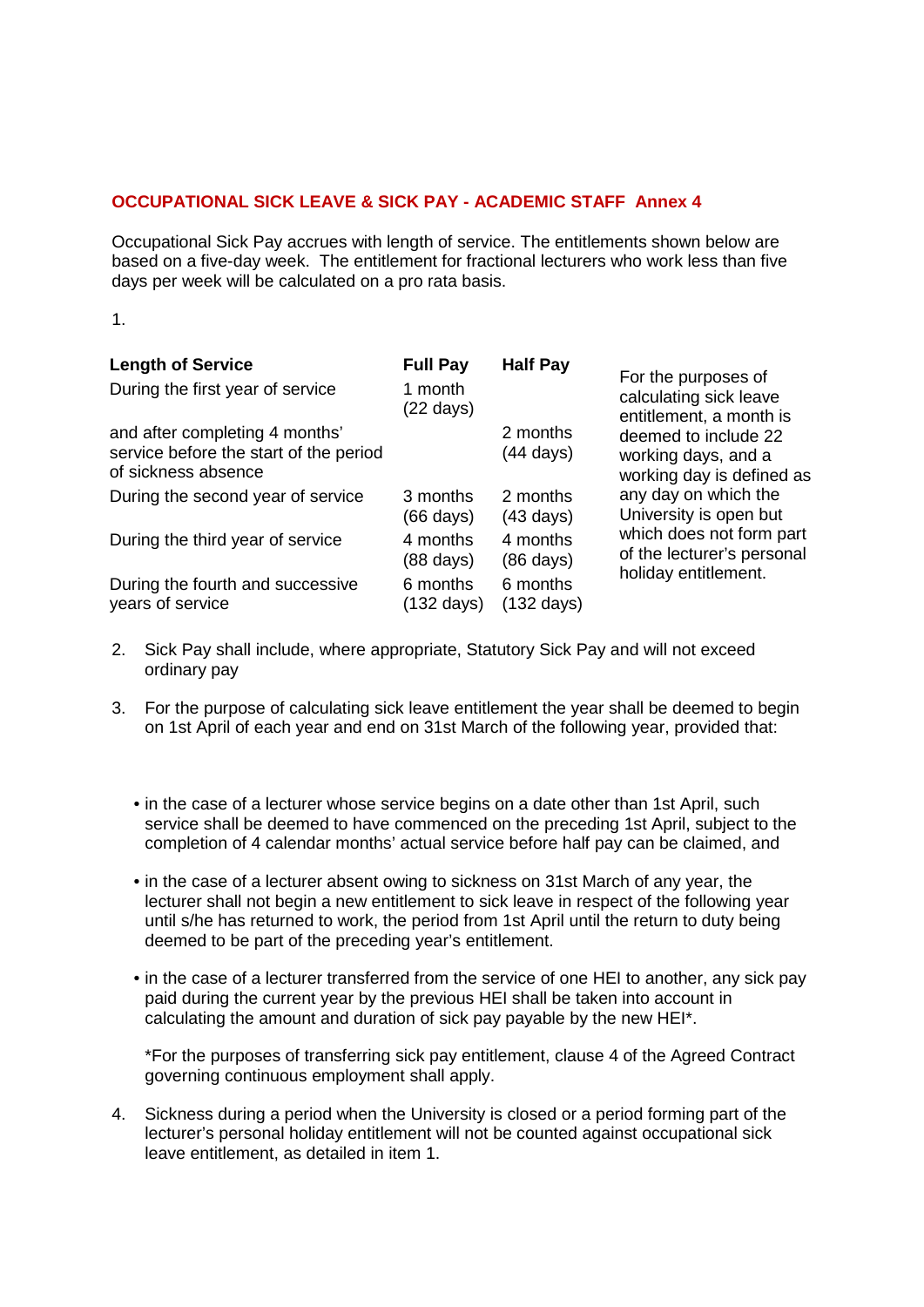## OCCUPATIONAL SICK LEAVE & SICK PAY - ACADEMIC STAFF Annex 4

Occupational Sick Pay accrues with length of service. The entitlements shown below are based on a five-day week. The entitlement for fractional lecturers who work less than five days per week will be calculated on a pro rata basis.

1.

| Length of Service | Full Pay | Half Pay |
|---|---|---|
| During the first year of service | 1 month (22 days) | |
| and after completing 4 months' service before the start of the period of sickness absence | | 2 months (44 days) |
| During the second year of service | 3 months (66 days) | 2 months (43 days) |
| During the third year of service | 4 months (88 days) | 4 months (86 days) |
| During the fourth and successive years of service | 6 months (132 days) | 6 months (132 days) |

For the purposes of calculating sick leave entitlement, a month is deemed to include 22 working days, and a working day is defined as any day on which the University is open but which does not form part of the lecturer's personal holiday entitlement.

2. Sick Pay shall include, where appropriate, Statutory Sick Pay and will not exceed ordinary pay

3. For the purpose of calculating sick leave entitlement the year shall be deemed to begin on 1st April of each year and end on 31st March of the following year, provided that:

   - in the case of a lecturer whose service begins on a date other than 1st April, such service shall be deemed to have commenced on the preceding 1st April, subject to the completion of 4 calendar months' actual service before half pay can be claimed, and
   - in the case of a lecturer absent owing to sickness on 31st March of any year, the lecturer shall not begin a new entitlement to sick leave in respect of the following year until s/he has returned to work, the period from 1st April until the return to duty being deemed to be part of the preceding year's entitlement.
   - in the case of a lecturer transferred from the service of one HEI to another, any sick pay paid during the current year by the previous HEI shall be taken into account in calculating the amount and duration of sick pay payable by the new HEI*.

   *For the purposes of transferring sick pay entitlement, clause 4 of the Agreed Contract governing continuous employment shall apply.

4. Sickness during a period when the University is closed or a period forming part of the lecturer's personal holiday entitlement will not be counted against occupational sick leave entitlement, as detailed in item 1.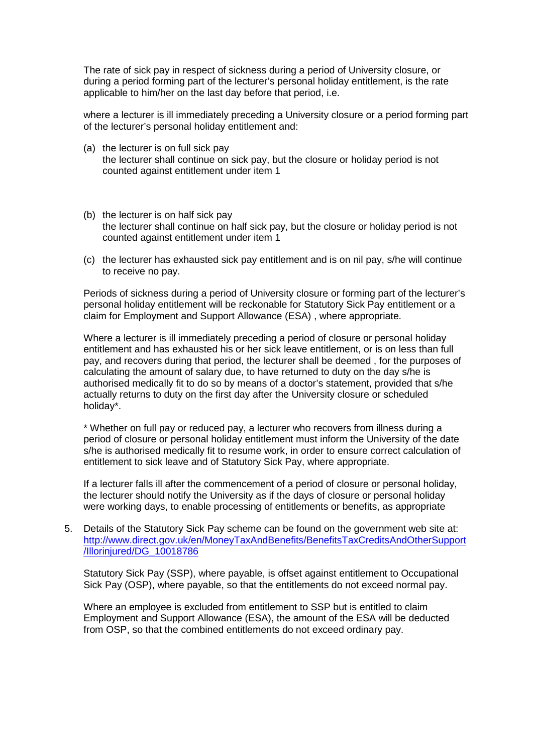The rate of sick pay in respect of sickness during a period of University closure, or during a period forming part of the lecturer's personal holiday entitlement, is the rate applicable to him/her on the last day before that period, i.e.

where a lecturer is ill immediately preceding a University closure or a period forming part of the lecturer's personal holiday entitlement and:

(a) the lecturer is on full sick pay
the lecturer shall continue on sick pay, but the closure or holiday period is not counted against entitlement under item 1

(b) the lecturer is on half sick pay
the lecturer shall continue on half sick pay, but the closure or holiday period is not counted against entitlement under item 1

(c) the lecturer has exhausted sick pay entitlement and is on nil pay, s/he will continue to receive no pay.

Periods of sickness during a period of University closure or forming part of the lecturer's personal holiday entitlement will be reckonable for Statutory Sick Pay entitlement or a claim for Employment and Support Allowance (ESA) , where appropriate.

Where a lecturer is ill immediately preceding a period of closure or personal holiday entitlement and has exhausted his or her sick leave entitlement, or is on less than full pay, and recovers during that period, the lecturer shall be deemed , for the purposes of calculating the amount of salary due, to have returned to duty on the day s/he is authorised medically fit to do so by means of a doctor's statement, provided that s/he actually returns to duty on the first day after the University closure or scheduled holiday*.

* Whether on full pay or reduced pay, a lecturer who recovers from illness during a period of closure or personal holiday entitlement must inform the University of the date s/he is authorised medically fit to resume work, in order to ensure correct calculation of entitlement to sick leave and of Statutory Sick Pay, where appropriate.

If a lecturer falls ill after the commencement of a period of closure or personal holiday, the lecturer should notify the University as if the days of closure or personal holiday were working days, to enable processing of entitlements or benefits, as appropriate

5. Details of the Statutory Sick Pay scheme can be found on the government web site at: [http://www.direct.gov.uk/en/MoneyTaxAndBenefits/BenefitsTaxCreditsAndOtherSupport/Illorinjured/DG_10018786](http://www.direct.gov.uk/en/MoneyTaxAndBenefits/BenefitsTaxCreditsAndOtherSupport/Illorinjured/DG_10018786)

   Statutory Sick Pay (SSP), where payable, is offset against entitlement to Occupational Sick Pay (OSP), where payable, so that the entitlements do not exceed normal pay.

   Where an employee is excluded from entitlement to SSP but is entitled to claim Employment and Support Allowance (ESA), the amount of the ESA will be deducted from OSP, so that the combined entitlements do not exceed ordinary pay.